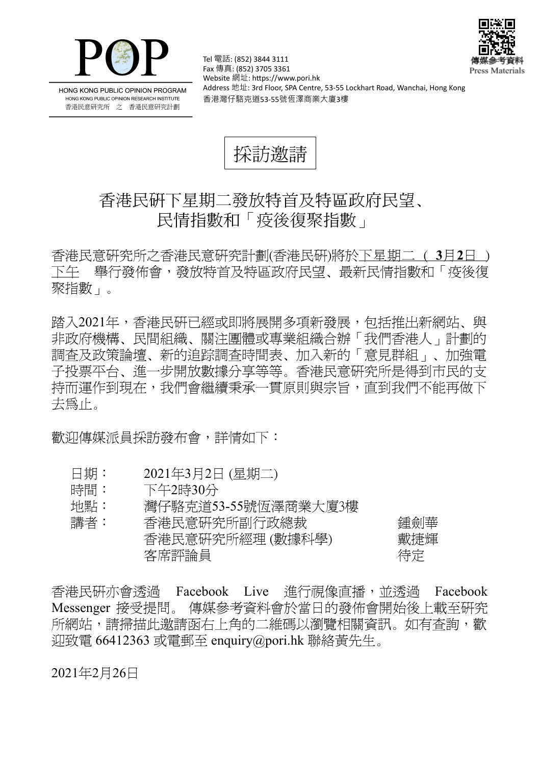POP

HONG KONG PUBLIC OPINION PROGRAM
HONG KONG PUBLIC OPINION RESEARCH INSTITUTE
香港民意研究所 之 香港民意研究計劃

Tel 電話: (852) 3844 3111
Fax 傳真: (852) 3705 3361
Website 網址: https://www.pori.hk
Address 地址: 3rd Floor, SPA Centre, 53-55 Lockhart Road, Wanchai, Hong Kong
香港灣仔駱克道53-55號恆澤商業大廈3樓

傳媒參考資料
Press Materials

# 採訪邀請

## 香港民研下星期二發放特首及特區政府民望、民情指數和「疫後復聚指數」

香港民意研究所之香港民意研究計劃(香港民研)將於下星期二（**3**月**2**日）下午 舉行發佈會，發放特首及特區政府民望、最新民情指數和「疫後復聚指數」。

踏入2021年，香港民研已經或即將展開多項新發展，包括推出新網站、與非政府機構、民間組織、關注團體或專業組織合辦「我們香港人」計劃的調查及政策論壇、新的追蹤調查時間表、加入新的「意見群組」、加強電子投票平台、進一步開放數據分享等等。香港民意研究所是得到市民的支持而運作到現在，我們會繼續秉承一貫原則與宗旨，直到我們不能再做下去爲止。

歡迎傳媒派員採訪發布會，詳情如下：

| | | |
|---|---|---|
| 日期： | 2021年3月2日 (星期二) | |
| 時間： | 下午2時30分 | |
| 地點： | 灣仔駱克道53-55號恆澤商業大廈3樓 | |
| 講者： | 香港民意研究所副行政總裁 | 鍾劍華 |
| | 香港民意研究所經理 (數據科學) | 戴捷輝 |
| | 客席評論員 | 待定 |

香港民研亦會透過 Facebook Live 進行視像直播，並透過 Facebook Messenger 接受提問。 傳媒參考資料會於當日的發佈會開始後上載至研究所網站，請掃描此邀請函右上角的二維碼以瀏覽相關資訊。如有查詢，歡迎致電 66412363 或電郵至 enquiry@pori.hk 聯絡黃先生。

2021年2月26日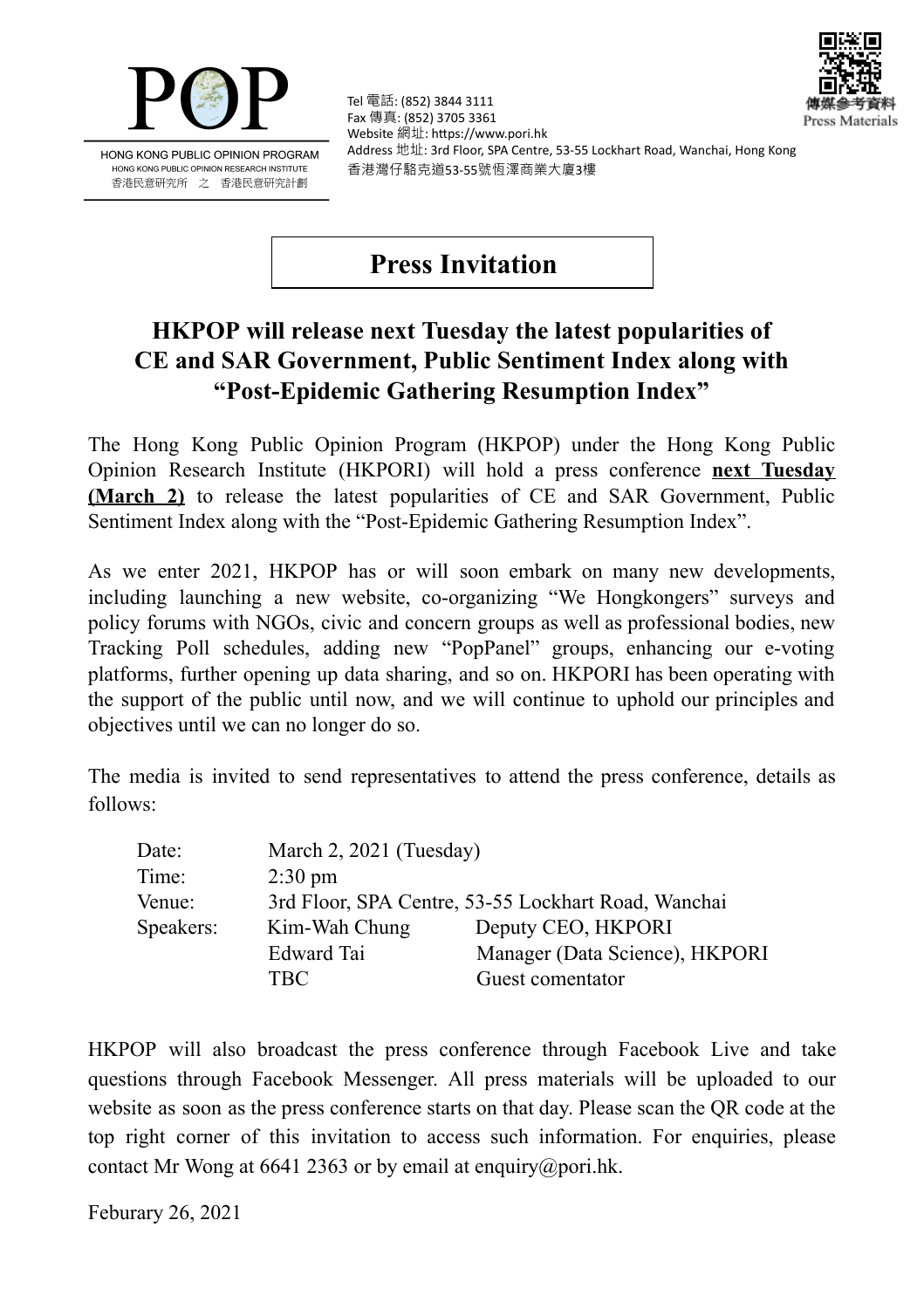POP

HONG KONG PUBLIC OPINION PROGRAM
HONG KONG PUBLIC OPINION RESEARCH INSTITUTE
香港民意研究所 之 香港民意研究計劃

Tel 電話: (852) 3844 3111
Fax 傳真: (852) 3705 3361
Website 網址: https://www.pori.hk
Address 地址: 3rd Floor, SPA Centre, 53-55 Lockhart Road, Wanchai, Hong Kong
香港灣仔駱克道53-55號恆澤商業大廈3樓

傳媒參考資料
Press Materials

# Press Invitation

## HKPOP will release next Tuesday the latest popularities of CE and SAR Government, Public Sentiment Index along with "Post-Epidemic Gathering Resumption Index"

The Hong Kong Public Opinion Program (HKPOP) under the Hong Kong Public Opinion Research Institute (HKPORI) will hold a press conference **next Tuesday (March 2)** to release the latest popularities of CE and SAR Government, Public Sentiment Index along with the "Post-Epidemic Gathering Resumption Index".

As we enter 2021, HKPOP has or will soon embark on many new developments, including launching a new website, co-organizing "We Hongkongers" surveys and policy forums with NGOs, civic and concern groups as well as professional bodies, new Tracking Poll schedules, adding new "PopPanel" groups, enhancing our e-voting platforms, further opening up data sharing, and so on. HKPORI has been operating with the support of the public until now, and we will continue to uphold our principles and objectives until we can no longer do so.

The media is invited to send representatives to attend the press conference, details as follows:

| | | |
|---|---|---|
| Date: | March 2, 2021 (Tuesday) | |
| Time: | 2:30 pm | |
| Venue: | 3rd Floor, SPA Centre, 53-55 Lockhart Road, Wanchai | |
| Speakers: | Kim-Wah Chung | Deputy CEO, HKPORI |
| | Edward Tai | Manager (Data Science), HKPORI |
| | TBC | Guest comentator |

HKPOP will also broadcast the press conference through Facebook Live and take questions through Facebook Messenger. All press materials will be uploaded to our website as soon as the press conference starts on that day. Please scan the QR code at the top right corner of this invitation to access such information. For enquiries, please contact Mr Wong at 6641 2363 or by email at enquiry@pori.hk.

Feburary 26, 2021